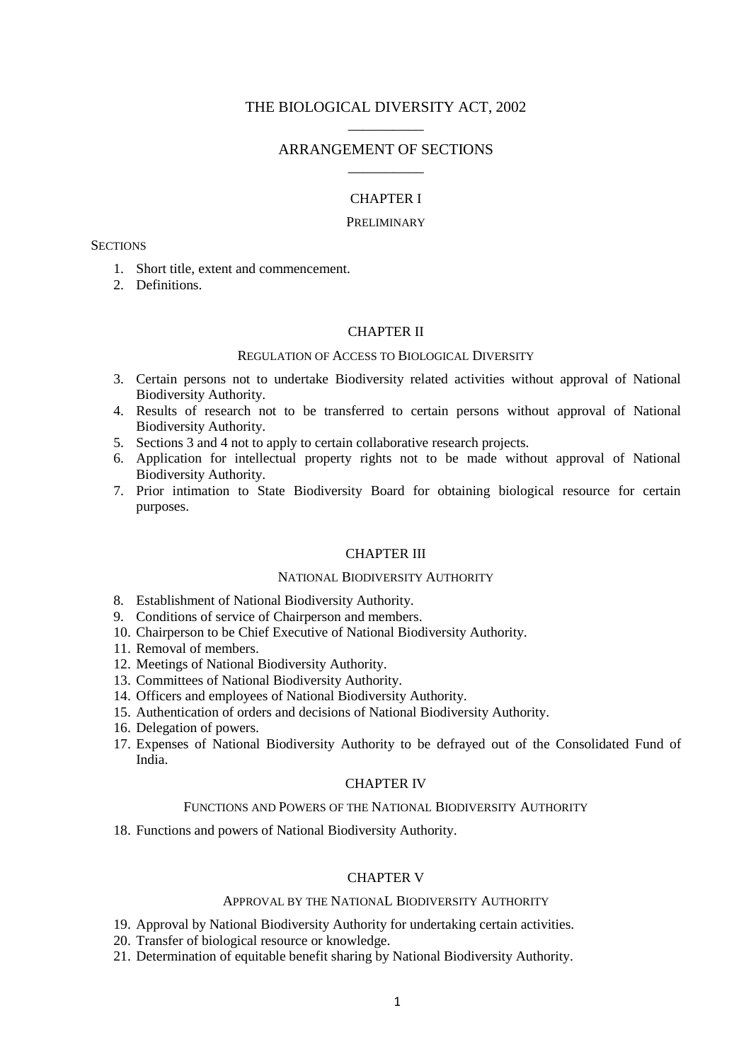# THE BIOLOGICAL DIVERSITY ACT, 2002

## ARRANGEMENT OF SECTIONS

### CHAPTER I

PRELIMINARY

SECTIONS

1. Short title, extent and commencement.
2. Definitions.

### CHAPTER II

REGULATION OF ACCESS TO BIOLOGICAL DIVERSITY

3. Certain persons not to undertake Biodiversity related activities without approval of National Biodiversity Authority.
4. Results of research not to be transferred to certain persons without approval of National Biodiversity Authority.
5. Sections 3 and 4 not to apply to certain collaborative research projects.
6. Application for intellectual property rights not to be made without approval of National Biodiversity Authority.
7. Prior intimation to State Biodiversity Board for obtaining biological resource for certain purposes.

### CHAPTER III

NATIONAL BIODIVERSITY AUTHORITY

8. Establishment of National Biodiversity Authority.
9. Conditions of service of Chairperson and members.
10. Chairperson to be Chief Executive of National Biodiversity Authority.
11. Removal of members.
12. Meetings of National Biodiversity Authority.
13. Committees of National Biodiversity Authority.
14. Officers and employees of National Biodiversity Authority.
15. Authentication of orders and decisions of National Biodiversity Authority.
16. Delegation of powers.
17. Expenses of National Biodiversity Authority to be defrayed out of the Consolidated Fund of India.

### CHAPTER IV

FUNCTIONS AND POWERS OF THE NATIONAL BIODIVERSITY AUTHORITY

18. Functions and powers of National Biodiversity Authority.

### CHAPTER V

APPROVAL BY THE NATIONAL BIODIVERSITY AUTHORITY

19. Approval by National Biodiversity Authority for undertaking certain activities.
20. Transfer of biological resource or knowledge.
21. Determination of equitable benefit sharing by National Biodiversity Authority.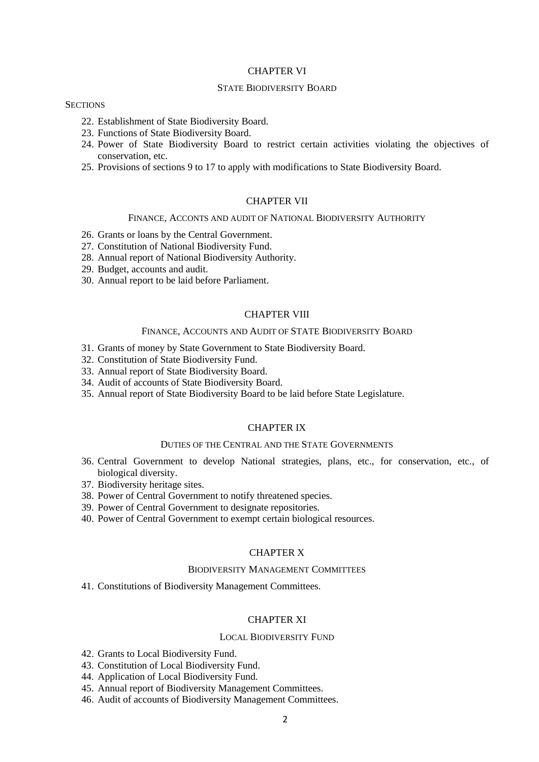## CHAPTER VI

### STATE BIODIVERSITY BOARD

SECTIONS

22. Establishment of State Biodiversity Board.
23. Functions of State Biodiversity Board.
24. Power of State Biodiversity Board to restrict certain activities violating the objectives of conservation, etc.
25. Provisions of sections 9 to 17 to apply with modifications to State Biodiversity Board.

## CHAPTER VII

### FINANCE, ACCONTS AND AUDIT OF NATIONAL BIODIVERSITY AUTHORITY

26. Grants or loans by the Central Government.
27. Constitution of National Biodiversity Fund.
28. Annual report of National Biodiversity Authority.
29. Budget, accounts and audit.
30. Annual report to be laid before Parliament.

## CHAPTER VIII

### FINANCE, ACCOUNTS AND AUDIT OF STATE BIODIVERSITY BOARD

31. Grants of money by State Government to State Biodiversity Board.
32. Constitution of State Biodiversity Fund.
33. Annual report of State Biodiversity Board.
34. Audit of accounts of State Biodiversity Board.
35. Annual report of State Biodiversity Board to be laid before State Legislature.

## CHAPTER IX

### DUTIES OF THE CENTRAL AND THE STATE GOVERNMENTS

36. Central Government to develop National strategies, plans, etc., for conservation, etc., of biological diversity.
37. Biodiversity heritage sites.
38. Power of Central Government to notify threatened species.
39. Power of Central Government to designate repositories.
40. Power of Central Government to exempt certain biological resources.

## CHAPTER X

### BIODIVERSITY MANAGEMENT COMMITTEES

41. Constitutions of Biodiversity Management Committees.

## CHAPTER XI

### LOCAL BIODIVERSITY FUND

42. Grants to Local Biodiversity Fund.
43. Constitution of Local Biodiversity Fund.
44. Application of Local Biodiversity Fund.
45. Annual report of Biodiversity Management Committees.
46. Audit of accounts of Biodiversity Management Committees.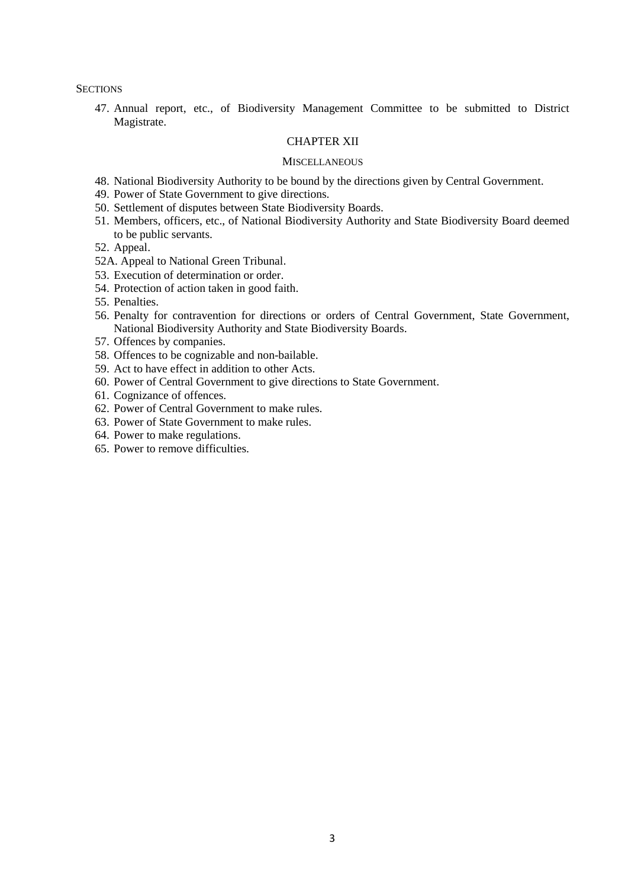SECTIONS

47. Annual report, etc., of Biodiversity Management Committee to be submitted to District Magistrate.

## CHAPTER XII

### MISCELLANEOUS

48. National Biodiversity Authority to be bound by the directions given by Central Government.
49. Power of State Government to give directions.
50. Settlement of disputes between State Biodiversity Boards.
51. Members, officers, etc., of National Biodiversity Authority and State Biodiversity Board deemed to be public servants.
52. Appeal.

52A. Appeal to National Green Tribunal.

53. Execution of determination or order.
54. Protection of action taken in good faith.
55. Penalties.
56. Penalty for contravention for directions or orders of Central Government, State Government, National Biodiversity Authority and State Biodiversity Boards.
57. Offences by companies.
58. Offences to be cognizable and non-bailable.
59. Act to have effect in addition to other Acts.
60. Power of Central Government to give directions to State Government.
61. Cognizance of offences.
62. Power of Central Government to make rules.
63. Power of State Government to make rules.
64. Power to make regulations.
65. Power to remove difficulties.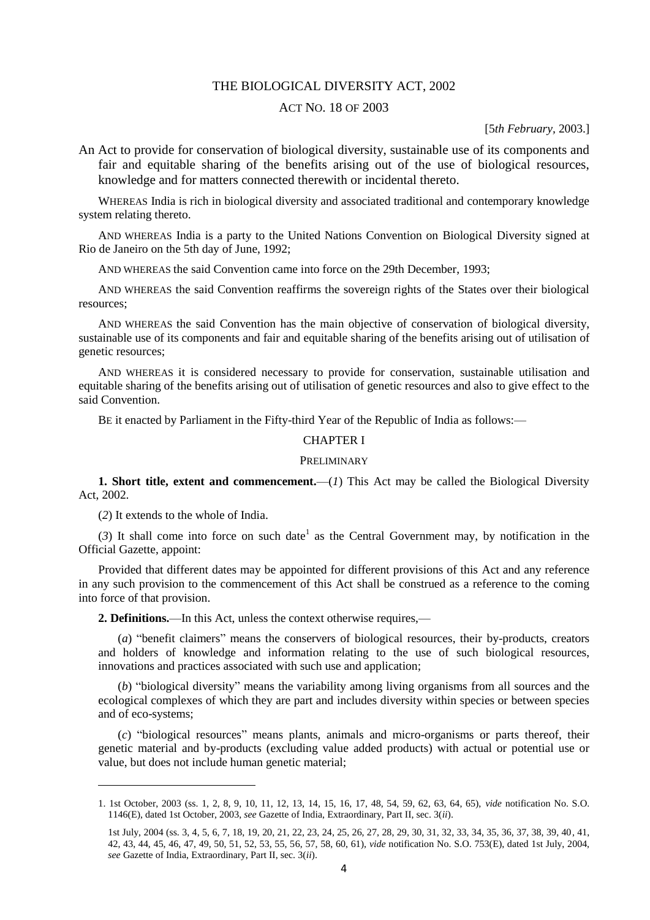# THE BIOLOGICAL DIVERSITY ACT, 2002

## ACT NO. 18 OF 2003

[5*th February*, 2003.]

An Act to provide for conservation of biological diversity, sustainable use of its components and fair and equitable sharing of the benefits arising out of the use of biological resources, knowledge and for matters connected therewith or incidental thereto.

WHEREAS India is rich in biological diversity and associated traditional and contemporary knowledge system relating thereto.

AND WHEREAS India is a party to the United Nations Convention on Biological Diversity signed at Rio de Janeiro on the 5th day of June, 1992;

AND WHEREAS the said Convention came into force on the 29th December, 1993;

AND WHEREAS the said Convention reaffirms the sovereign rights of the States over their biological resources;

AND WHEREAS the said Convention has the main objective of conservation of biological diversity, sustainable use of its components and fair and equitable sharing of the benefits arising out of utilisation of genetic resources;

AND WHEREAS it is considered necessary to provide for conservation, sustainable utilisation and equitable sharing of the benefits arising out of utilisation of genetic resources and also to give effect to the said Convention.

BE it enacted by Parliament in the Fifty-third Year of the Republic of India as follows:—

## CHAPTER I

### PRELIMINARY

**1. Short title, extent and commencement.**—(*1*) This Act may be called the Biological Diversity Act, 2002.

(*2*) It extends to the whole of India.

(*3*) It shall come into force on such date[1] as the Central Government may, by notification in the Official Gazette, appoint:

Provided that different dates may be appointed for different provisions of this Act and any reference in any such provision to the commencement of this Act shall be construed as a reference to the coming into force of that provision.

**2. Definitions.**—In this Act, unless the context otherwise requires,—

(*a*) "benefit claimers" means the conservers of biological resources, their by-products, creators and holders of knowledge and information relating to the use of such biological resources, innovations and practices associated with such use and application;

(*b*) "biological diversity" means the variability among living organisms from all sources and the ecological complexes of which they are part and includes diversity within species or between species and of eco-systems;

(*c*) "biological resources" means plants, animals and micro-organisms or parts thereof, their genetic material and by-products (excluding value added products) with actual or potential use or value, but does not include human genetic material;

---

1. 1st October, 2003 (ss. 1, 2, 8, 9, 10, 11, 12, 13, 14, 15, 16, 17, 48, 54, 59, 62, 63, 64, 65), *vide* notification No. S.O. 1146(E), dated 1st October, 2003, *see* Gazette of India, Extraordinary, Part II, sec. 3(*ii*).

1st July, 2004 (ss. 3, 4, 5, 6, 7, 18, 19, 20, 21, 22, 23, 24, 25, 26, 27, 28, 29, 30, 31, 32, 33, 34, 35, 36, 37, 38, 39, 40, 41, 42, 43, 44, 45, 46, 47, 49, 50, 51, 52, 53, 55, 56, 57, 58, 60, 61), *vide* notification No. S.O. 753(E), dated 1st July, 2004, *see* Gazette of India, Extraordinary, Part II, sec. 3(*ii*).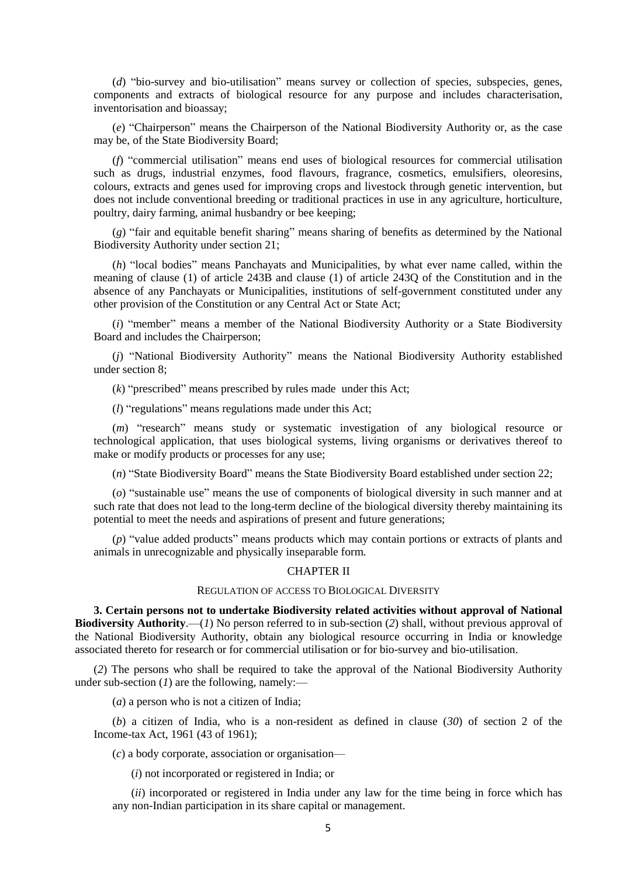(*d*) "bio-survey and bio-utilisation" means survey or collection of species, subspecies, genes, components and extracts of biological resource for any purpose and includes characterisation, inventorisation and bioassay;

(*e*) "Chairperson" means the Chairperson of the National Biodiversity Authority or, as the case may be, of the State Biodiversity Board;

(*f*) "commercial utilisation" means end uses of biological resources for commercial utilisation such as drugs, industrial enzymes, food flavours, fragrance, cosmetics, emulsifiers, oleoresins, colours, extracts and genes used for improving crops and livestock through genetic intervention, but does not include conventional breeding or traditional practices in use in any agriculture, horticulture, poultry, dairy farming, animal husbandry or bee keeping;

(*g*) "fair and equitable benefit sharing" means sharing of benefits as determined by the National Biodiversity Authority under section 21;

(*h*) "local bodies" means Panchayats and Municipalities, by what ever name called, within the meaning of clause (1) of article 243B and clause (1) of article 243Q of the Constitution and in the absence of any Panchayats or Municipalities, institutions of self-government constituted under any other provision of the Constitution or any Central Act or State Act;

(*i*) "member" means a member of the National Biodiversity Authority or a State Biodiversity Board and includes the Chairperson;

(*j*) "National Biodiversity Authority" means the National Biodiversity Authority established under section 8;

(*k*) "prescribed" means prescribed by rules made under this Act;

(*l*) "regulations" means regulations made under this Act;

(*m*) "research" means study or systematic investigation of any biological resource or technological application, that uses biological systems, living organisms or derivatives thereof to make or modify products or processes for any use;

(*n*) "State Biodiversity Board" means the State Biodiversity Board established under section 22;

(*o*) "sustainable use" means the use of components of biological diversity in such manner and at such rate that does not lead to the long-term decline of the biological diversity thereby maintaining its potential to meet the needs and aspirations of present and future generations;

(*p*) "value added products" means products which may contain portions or extracts of plants and animals in unrecognizable and physically inseparable form.

## CHAPTER II

### REGULATION OF ACCESS TO BIOLOGICAL DIVERSITY

**3. Certain persons not to undertake Biodiversity related activities without approval of National Biodiversity Authority**.—(*1*) No person referred to in sub-section (*2*) shall, without previous approval of the National Biodiversity Authority, obtain any biological resource occurring in India or knowledge associated thereto for research or for commercial utilisation or for bio-survey and bio-utilisation.

(*2*) The persons who shall be required to take the approval of the National Biodiversity Authority under sub-section (*1*) are the following, namely:—

(*a*) a person who is not a citizen of India;

(*b*) a citizen of India, who is a non-resident as defined in clause (*30*) of section 2 of the Income-tax Act, 1961 (43 of 1961);

(*c*) a body corporate, association or organisation—

(*i*) not incorporated or registered in India; or

(*ii*) incorporated or registered in India under any law for the time being in force which has any non-Indian participation in its share capital or management.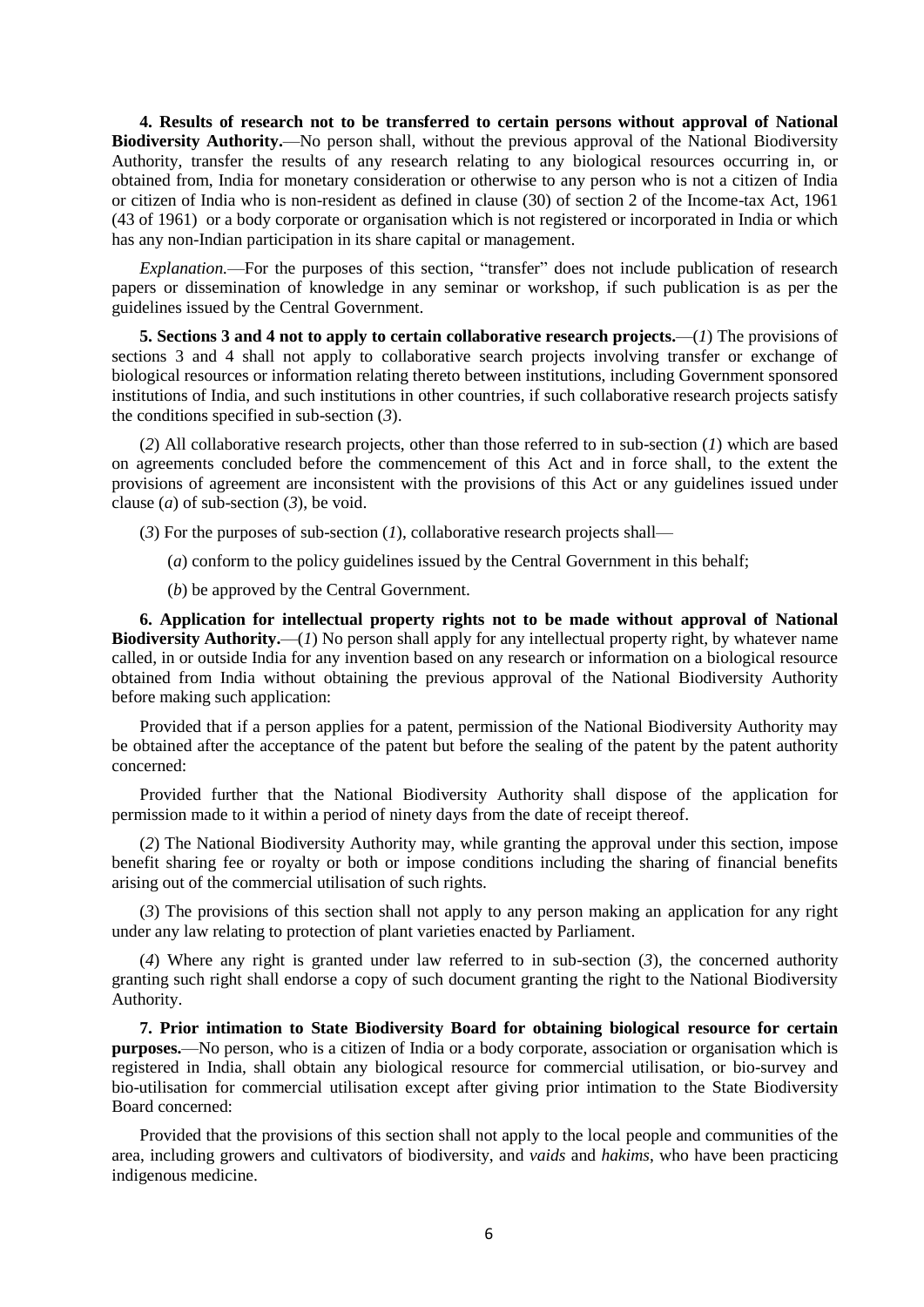**4. Results of research not to be transferred to certain persons without approval of National Biodiversity Authority.**—No person shall, without the previous approval of the National Biodiversity Authority, transfer the results of any research relating to any biological resources occurring in, or obtained from, India for monetary consideration or otherwise to any person who is not a citizen of India or citizen of India who is non-resident as defined in clause (30) of section 2 of the Income-tax Act, 1961 (43 of 1961) or a body corporate or organisation which is not registered or incorporated in India or which has any non-Indian participation in its share capital or management.

*Explanation.*—For the purposes of this section, "transfer" does not include publication of research papers or dissemination of knowledge in any seminar or workshop, if such publication is as per the guidelines issued by the Central Government.

**5. Sections 3 and 4 not to apply to certain collaborative research projects.**—(*1*) The provisions of sections 3 and 4 shall not apply to collaborative search projects involving transfer or exchange of biological resources or information relating thereto between institutions, including Government sponsored institutions of India, and such institutions in other countries, if such collaborative research projects satisfy the conditions specified in sub-section (*3*).

(*2*) All collaborative research projects, other than those referred to in sub-section (*1*) which are based on agreements concluded before the commencement of this Act and in force shall, to the extent the provisions of agreement are inconsistent with the provisions of this Act or any guidelines issued under clause (*a*) of sub-section (*3*), be void.

(*3*) For the purposes of sub-section (*1*), collaborative research projects shall—

(*a*) conform to the policy guidelines issued by the Central Government in this behalf;

(*b*) be approved by the Central Government.

**6. Application for intellectual property rights not to be made without approval of National Biodiversity Authority.**—(*1*) No person shall apply for any intellectual property right, by whatever name called, in or outside India for any invention based on any research or information on a biological resource obtained from India without obtaining the previous approval of the National Biodiversity Authority before making such application:

Provided that if a person applies for a patent, permission of the National Biodiversity Authority may be obtained after the acceptance of the patent but before the sealing of the patent by the patent authority concerned:

Provided further that the National Biodiversity Authority shall dispose of the application for permission made to it within a period of ninety days from the date of receipt thereof.

(*2*) The National Biodiversity Authority may, while granting the approval under this section, impose benefit sharing fee or royalty or both or impose conditions including the sharing of financial benefits arising out of the commercial utilisation of such rights.

(*3*) The provisions of this section shall not apply to any person making an application for any right under any law relating to protection of plant varieties enacted by Parliament.

(*4*) Where any right is granted under law referred to in sub-section (*3*), the concerned authority granting such right shall endorse a copy of such document granting the right to the National Biodiversity Authority.

**7. Prior intimation to State Biodiversity Board for obtaining biological resource for certain purposes.**—No person, who is a citizen of India or a body corporate, association or organisation which is registered in India, shall obtain any biological resource for commercial utilisation, or bio-survey and bio-utilisation for commercial utilisation except after giving prior intimation to the State Biodiversity Board concerned:

Provided that the provisions of this section shall not apply to the local people and communities of the area, including growers and cultivators of biodiversity, and *vaids* and *hakims*, who have been practicing indigenous medicine.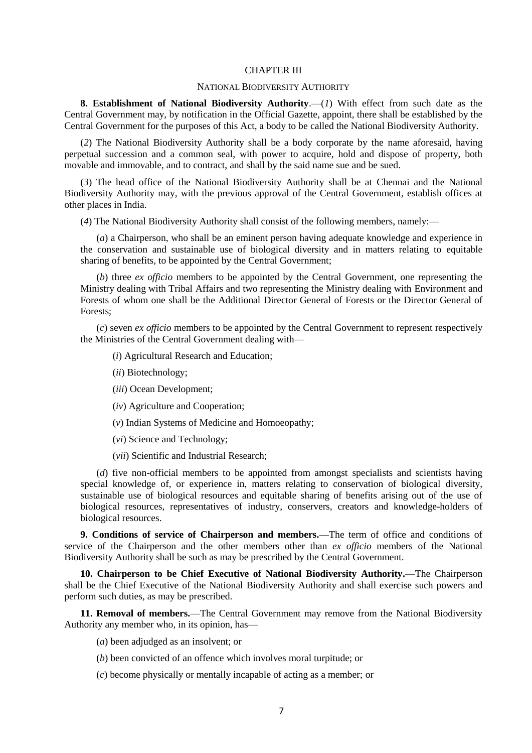## CHAPTER III

### NATIONAL BIODIVERSITY AUTHORITY

**8. Establishment of National Biodiversity Authority**.—(*1*) With effect from such date as the Central Government may, by notification in the Official Gazette, appoint, there shall be established by the Central Government for the purposes of this Act, a body to be called the National Biodiversity Authority.

(*2*) The National Biodiversity Authority shall be a body corporate by the name aforesaid, having perpetual succession and a common seal, with power to acquire, hold and dispose of property, both movable and immovable, and to contract, and shall by the said name sue and be sued.

(*3*) The head office of the National Biodiversity Authority shall be at Chennai and the National Biodiversity Authority may, with the previous approval of the Central Government, establish offices at other places in India.

(*4*) The National Biodiversity Authority shall consist of the following members, namely:—

(*a*) a Chairperson, who shall be an eminent person having adequate knowledge and experience in the conservation and sustainable use of biological diversity and in matters relating to equitable sharing of benefits, to be appointed by the Central Government;

(*b*) three *ex officio* members to be appointed by the Central Government, one representing the Ministry dealing with Tribal Affairs and two representing the Ministry dealing with Environment and Forests of whom one shall be the Additional Director General of Forests or the Director General of Forests;

(*c*) seven *ex officio* members to be appointed by the Central Government to represent respectively the Ministries of the Central Government dealing with—

(*i*) Agricultural Research and Education;

(*ii*) Biotechnology;

(*iii*) Ocean Development;

(*iv*) Agriculture and Cooperation;

(*v*) Indian Systems of Medicine and Homoeopathy;

(*vi*) Science and Technology;

(*vii*) Scientific and Industrial Research;

(*d*) five non-official members to be appointed from amongst specialists and scientists having special knowledge of, or experience in, matters relating to conservation of biological diversity, sustainable use of biological resources and equitable sharing of benefits arising out of the use of biological resources, representatives of industry, conservers, creators and knowledge-holders of biological resources.

**9. Conditions of service of Chairperson and members.**—The term of office and conditions of service of the Chairperson and the other members other than *ex officio* members of the National Biodiversity Authority shall be such as may be prescribed by the Central Government.

**10. Chairperson to be Chief Executive of National Biodiversity Authority.**—The Chairperson shall be the Chief Executive of the National Biodiversity Authority and shall exercise such powers and perform such duties, as may be prescribed.

**11. Removal of members.**—The Central Government may remove from the National Biodiversity Authority any member who, in its opinion, has—

(*a*) been adjudged as an insolvent; or

(*b*) been convicted of an offence which involves moral turpitude; or

(*c*) become physically or mentally incapable of acting as a member; or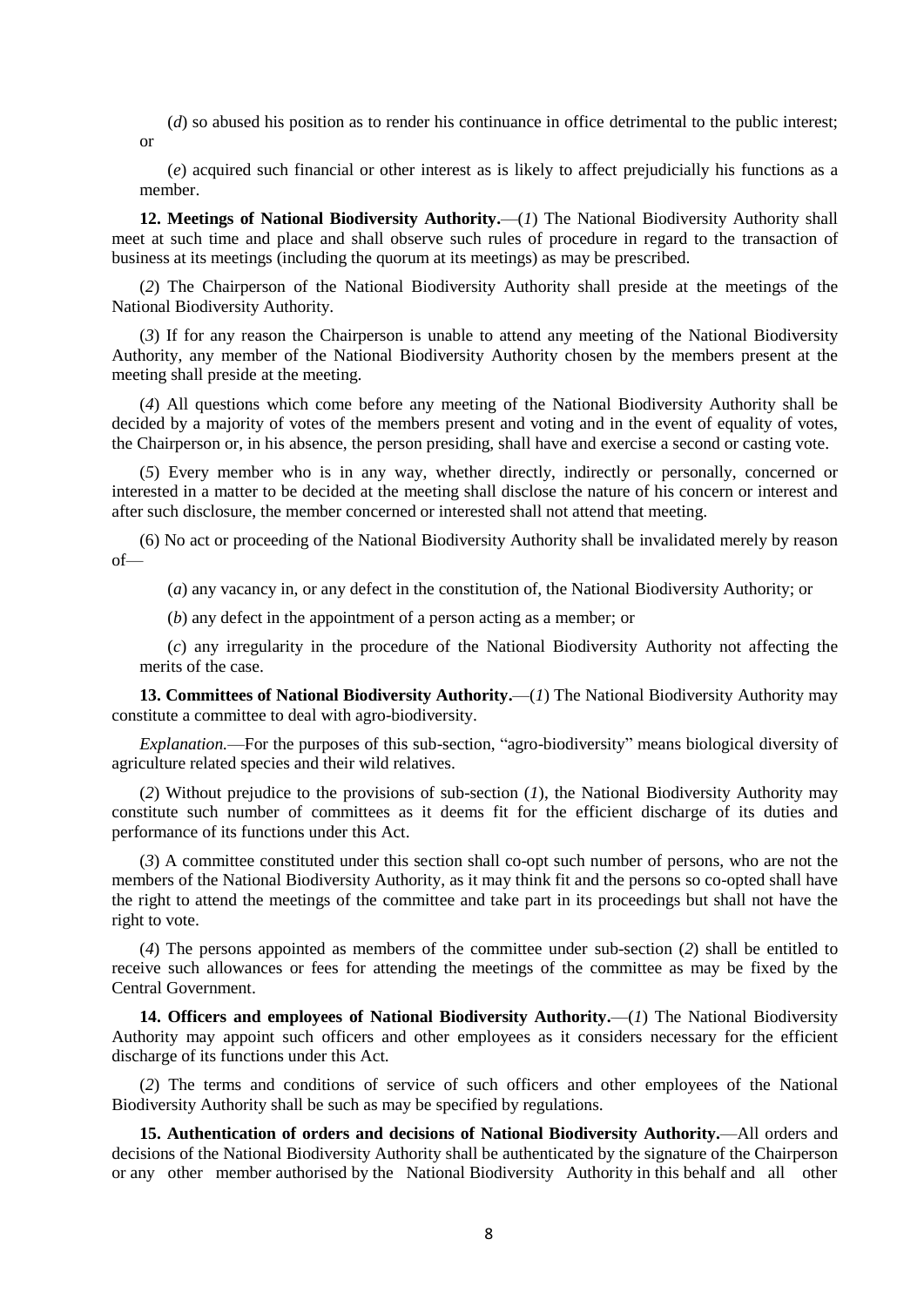(*d*) so abused his position as to render his continuance in office detrimental to the public interest; or

(*e*) acquired such financial or other interest as is likely to affect prejudicially his functions as a member.

**12. Meetings of National Biodiversity Authority.**—(*1*) The National Biodiversity Authority shall meet at such time and place and shall observe such rules of procedure in regard to the transaction of business at its meetings (including the quorum at its meetings) as may be prescribed.

(*2*) The Chairperson of the National Biodiversity Authority shall preside at the meetings of the National Biodiversity Authority.

(*3*) If for any reason the Chairperson is unable to attend any meeting of the National Biodiversity Authority, any member of the National Biodiversity Authority chosen by the members present at the meeting shall preside at the meeting.

(*4*) All questions which come before any meeting of the National Biodiversity Authority shall be decided by a majority of votes of the members present and voting and in the event of equality of votes, the Chairperson or, in his absence, the person presiding, shall have and exercise a second or casting vote.

(*5*) Every member who is in any way, whether directly, indirectly or personally, concerned or interested in a matter to be decided at the meeting shall disclose the nature of his concern or interest and after such disclosure, the member concerned or interested shall not attend that meeting.

(6) No act or proceeding of the National Biodiversity Authority shall be invalidated merely by reason of—

(*a*) any vacancy in, or any defect in the constitution of, the National Biodiversity Authority; or

(*b*) any defect in the appointment of a person acting as a member; or

(*c*) any irregularity in the procedure of the National Biodiversity Authority not affecting the merits of the case.

**13. Committees of National Biodiversity Authority.**—(*1*) The National Biodiversity Authority may constitute a committee to deal with agro-biodiversity.

*Explanation.*—For the purposes of this sub-section, "agro-biodiversity" means biological diversity of agriculture related species and their wild relatives.

(*2*) Without prejudice to the provisions of sub-section (*1*), the National Biodiversity Authority may constitute such number of committees as it deems fit for the efficient discharge of its duties and performance of its functions under this Act.

(*3*) A committee constituted under this section shall co-opt such number of persons, who are not the members of the National Biodiversity Authority, as it may think fit and the persons so co-opted shall have the right to attend the meetings of the committee and take part in its proceedings but shall not have the right to vote.

(*4*) The persons appointed as members of the committee under sub-section (*2*) shall be entitled to receive such allowances or fees for attending the meetings of the committee as may be fixed by the Central Government.

**14. Officers and employees of National Biodiversity Authority.**—(*1*) The National Biodiversity Authority may appoint such officers and other employees as it considers necessary for the efficient discharge of its functions under this Act.

(*2*) The terms and conditions of service of such officers and other employees of the National Biodiversity Authority shall be such as may be specified by regulations.

**15. Authentication of orders and decisions of National Biodiversity Authority.**—All orders and decisions of the National Biodiversity Authority shall be authenticated by the signature of the Chairperson or any other member authorised by the National Biodiversity Authority in this behalf and all other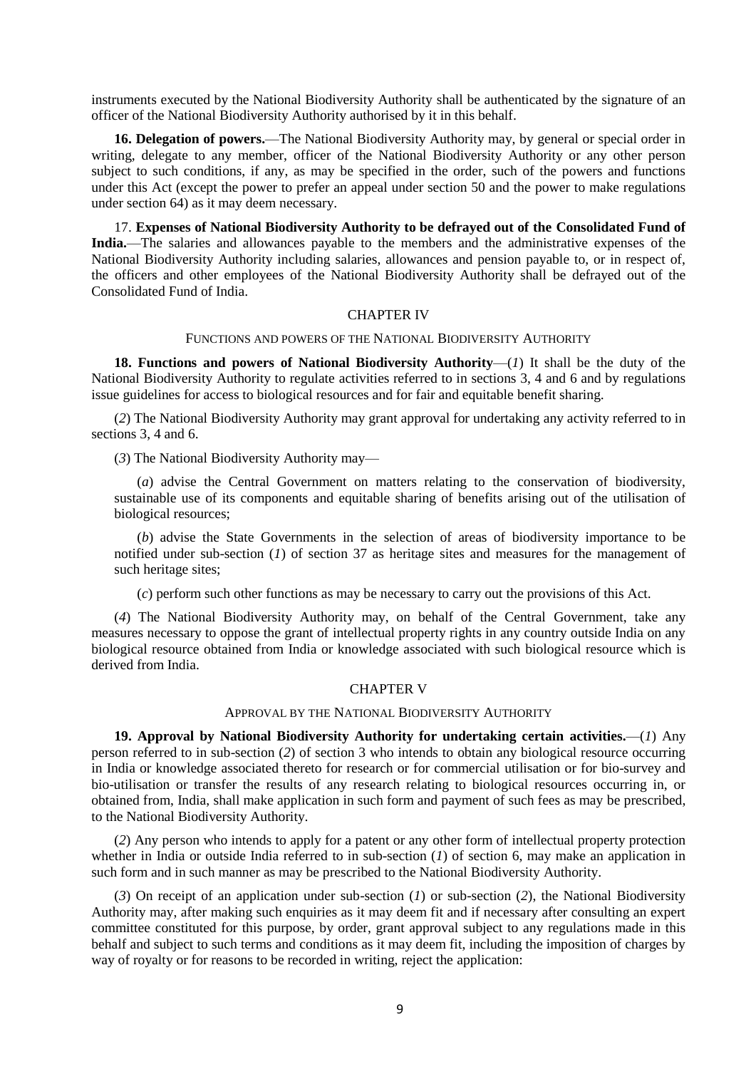instruments executed by the National Biodiversity Authority shall be authenticated by the signature of an officer of the National Biodiversity Authority authorised by it in this behalf.

**16. Delegation of powers.**—The National Biodiversity Authority may, by general or special order in writing, delegate to any member, officer of the National Biodiversity Authority or any other person subject to such conditions, if any, as may be specified in the order, such of the powers and functions under this Act (except the power to prefer an appeal under section 50 and the power to make regulations under section 64) as it may deem necessary.

17. **Expenses of National Biodiversity Authority to be defrayed out of the Consolidated Fund of India.**—The salaries and allowances payable to the members and the administrative expenses of the National Biodiversity Authority including salaries, allowances and pension payable to, or in respect of, the officers and other employees of the National Biodiversity Authority shall be defrayed out of the Consolidated Fund of India.

## CHAPTER IV

### FUNCTIONS AND POWERS OF THE NATIONAL BIODIVERSITY AUTHORITY

**18. Functions and powers of National Biodiversity Authority**—(*1*) It shall be the duty of the National Biodiversity Authority to regulate activities referred to in sections 3, 4 and 6 and by regulations issue guidelines for access to biological resources and for fair and equitable benefit sharing.

(*2*) The National Biodiversity Authority may grant approval for undertaking any activity referred to in sections 3, 4 and 6.

(*3*) The National Biodiversity Authority may—

(*a*) advise the Central Government on matters relating to the conservation of biodiversity, sustainable use of its components and equitable sharing of benefits arising out of the utilisation of biological resources;

(*b*) advise the State Governments in the selection of areas of biodiversity importance to be notified under sub-section (*1*) of section 37 as heritage sites and measures for the management of such heritage sites;

(*c*) perform such other functions as may be necessary to carry out the provisions of this Act.

(*4*) The National Biodiversity Authority may, on behalf of the Central Government, take any measures necessary to oppose the grant of intellectual property rights in any country outside India on any biological resource obtained from India or knowledge associated with such biological resource which is derived from India.

## CHAPTER V

### APPROVAL BY THE NATIONAL BIODIVERSITY AUTHORITY

**19. Approval by National Biodiversity Authority for undertaking certain activities.**—(*1*) Any person referred to in sub-section (*2*) of section 3 who intends to obtain any biological resource occurring in India or knowledge associated thereto for research or for commercial utilisation or for bio-survey and bio-utilisation or transfer the results of any research relating to biological resources occurring in, or obtained from, India, shall make application in such form and payment of such fees as may be prescribed, to the National Biodiversity Authority.

(*2*) Any person who intends to apply for a patent or any other form of intellectual property protection whether in India or outside India referred to in sub-section (*1*) of section 6, may make an application in such form and in such manner as may be prescribed to the National Biodiversity Authority.

(*3*) On receipt of an application under sub-section (*1*) or sub-section (*2*), the National Biodiversity Authority may, after making such enquiries as it may deem fit and if necessary after consulting an expert committee constituted for this purpose, by order, grant approval subject to any regulations made in this behalf and subject to such terms and conditions as it may deem fit, including the imposition of charges by way of royalty or for reasons to be recorded in writing, reject the application: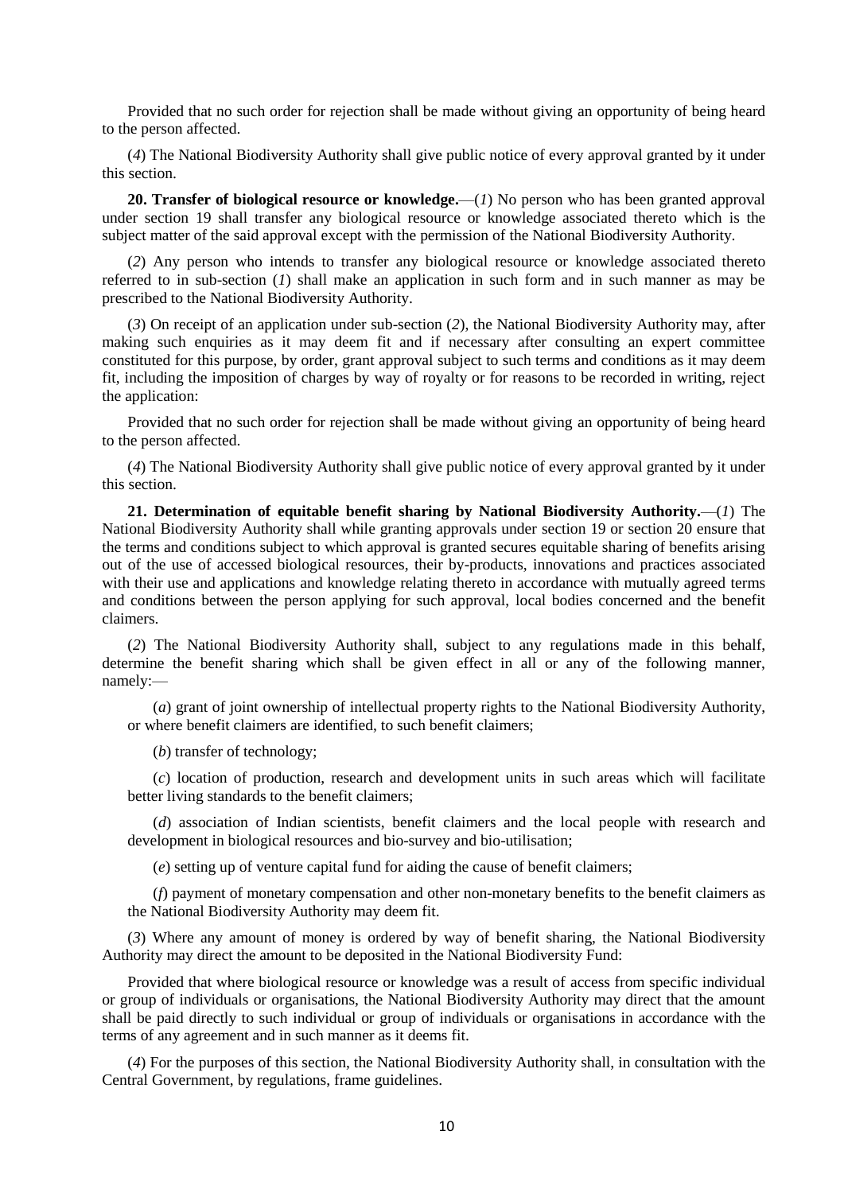Provided that no such order for rejection shall be made without giving an opportunity of being heard to the person affected.

(*4*) The National Biodiversity Authority shall give public notice of every approval granted by it under this section.

**20. Transfer of biological resource or knowledge.**—(*1*) No person who has been granted approval under section 19 shall transfer any biological resource or knowledge associated thereto which is the subject matter of the said approval except with the permission of the National Biodiversity Authority.

(*2*) Any person who intends to transfer any biological resource or knowledge associated thereto referred to in sub-section (*1*) shall make an application in such form and in such manner as may be prescribed to the National Biodiversity Authority.

(*3*) On receipt of an application under sub-section (*2*), the National Biodiversity Authority may, after making such enquiries as it may deem fit and if necessary after consulting an expert committee constituted for this purpose, by order, grant approval subject to such terms and conditions as it may deem fit, including the imposition of charges by way of royalty or for reasons to be recorded in writing, reject the application:

Provided that no such order for rejection shall be made without giving an opportunity of being heard to the person affected.

(*4*) The National Biodiversity Authority shall give public notice of every approval granted by it under this section.

**21. Determination of equitable benefit sharing by National Biodiversity Authority.**—(*1*) The National Biodiversity Authority shall while granting approvals under section 19 or section 20 ensure that the terms and conditions subject to which approval is granted secures equitable sharing of benefits arising out of the use of accessed biological resources, their by-products, innovations and practices associated with their use and applications and knowledge relating thereto in accordance with mutually agreed terms and conditions between the person applying for such approval, local bodies concerned and the benefit claimers.

(*2*) The National Biodiversity Authority shall, subject to any regulations made in this behalf, determine the benefit sharing which shall be given effect in all or any of the following manner, namely:—

(*a*) grant of joint ownership of intellectual property rights to the National Biodiversity Authority, or where benefit claimers are identified, to such benefit claimers;

(*b*) transfer of technology;

(*c*) location of production, research and development units in such areas which will facilitate better living standards to the benefit claimers;

(*d*) association of Indian scientists, benefit claimers and the local people with research and development in biological resources and bio-survey and bio-utilisation;

(*e*) setting up of venture capital fund for aiding the cause of benefit claimers;

(*f*) payment of monetary compensation and other non-monetary benefits to the benefit claimers as the National Biodiversity Authority may deem fit.

(*3*) Where any amount of money is ordered by way of benefit sharing, the National Biodiversity Authority may direct the amount to be deposited in the National Biodiversity Fund:

Provided that where biological resource or knowledge was a result of access from specific individual or group of individuals or organisations, the National Biodiversity Authority may direct that the amount shall be paid directly to such individual or group of individuals or organisations in accordance with the terms of any agreement and in such manner as it deems fit.

(*4*) For the purposes of this section, the National Biodiversity Authority shall, in consultation with the Central Government, by regulations, frame guidelines.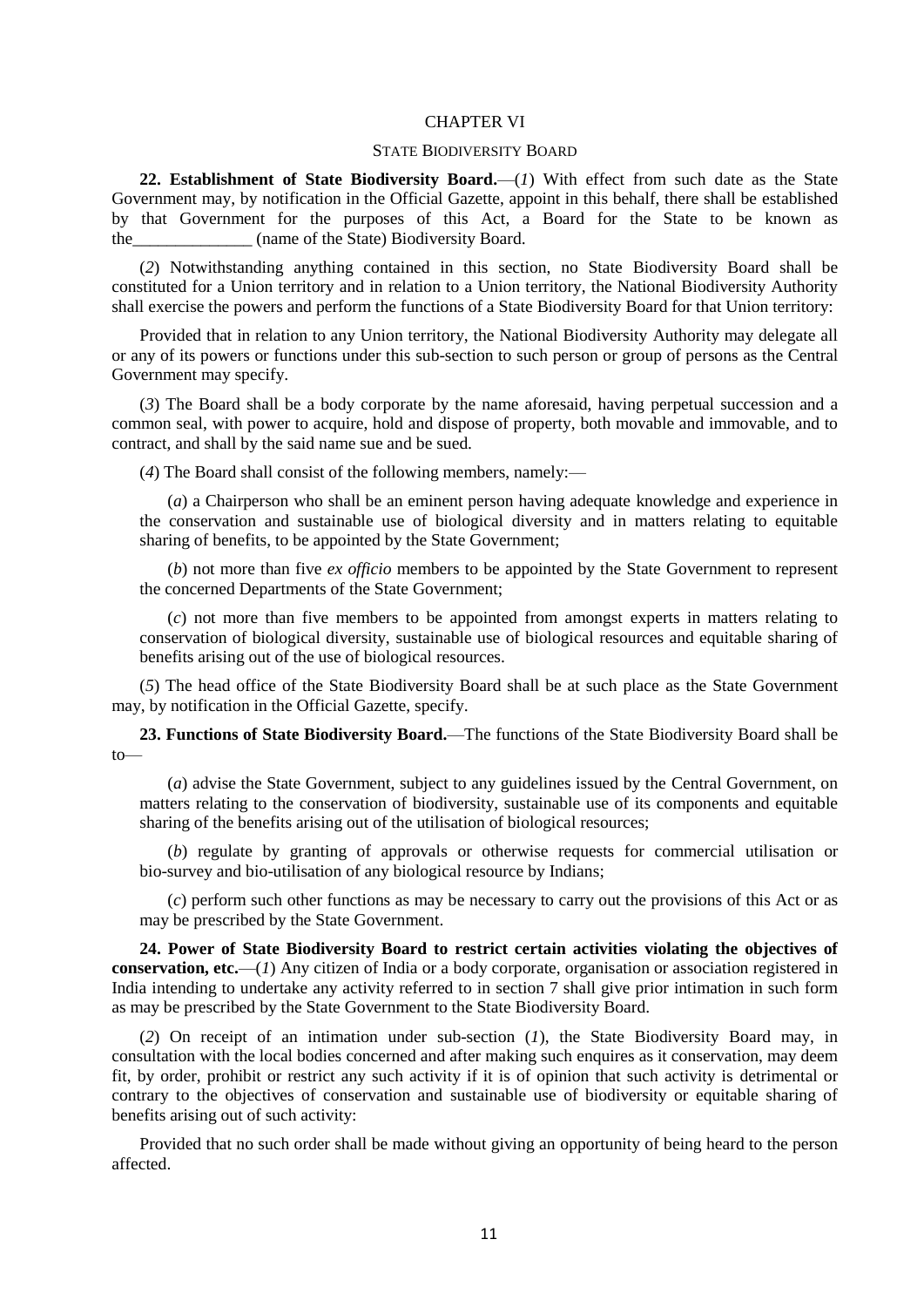## CHAPTER VI

### STATE BIODIVERSITY BOARD

**22. Establishment of State Biodiversity Board.**—(*1*) With effect from such date as the State Government may, by notification in the Official Gazette, appoint in this behalf, there shall be established by that Government for the purposes of this Act, a Board for the State to be known as the______________ (name of the State) Biodiversity Board.

(*2*) Notwithstanding anything contained in this section, no State Biodiversity Board shall be constituted for a Union territory and in relation to a Union territory, the National Biodiversity Authority shall exercise the powers and perform the functions of a State Biodiversity Board for that Union territory:

Provided that in relation to any Union territory, the National Biodiversity Authority may delegate all or any of its powers or functions under this sub-section to such person or group of persons as the Central Government may specify.

(*3*) The Board shall be a body corporate by the name aforesaid, having perpetual succession and a common seal, with power to acquire, hold and dispose of property, both movable and immovable, and to contract, and shall by the said name sue and be sued.

(*4*) The Board shall consist of the following members, namely:—

(*a*) a Chairperson who shall be an eminent person having adequate knowledge and experience in the conservation and sustainable use of biological diversity and in matters relating to equitable sharing of benefits, to be appointed by the State Government;

(*b*) not more than five *ex officio* members to be appointed by the State Government to represent the concerned Departments of the State Government;

(*c*) not more than five members to be appointed from amongst experts in matters relating to conservation of biological diversity, sustainable use of biological resources and equitable sharing of benefits arising out of the use of biological resources.

(*5*) The head office of the State Biodiversity Board shall be at such place as the State Government may, by notification in the Official Gazette, specify.

**23. Functions of State Biodiversity Board.**—The functions of the State Biodiversity Board shall be to—

(*a*) advise the State Government, subject to any guidelines issued by the Central Government, on matters relating to the conservation of biodiversity, sustainable use of its components and equitable sharing of the benefits arising out of the utilisation of biological resources;

(*b*) regulate by granting of approvals or otherwise requests for commercial utilisation or bio-survey and bio-utilisation of any biological resource by Indians;

(*c*) perform such other functions as may be necessary to carry out the provisions of this Act or as may be prescribed by the State Government.

**24. Power of State Biodiversity Board to restrict certain activities violating the objectives of conservation, etc.**—(*1*) Any citizen of India or a body corporate, organisation or association registered in India intending to undertake any activity referred to in section 7 shall give prior intimation in such form as may be prescribed by the State Government to the State Biodiversity Board.

(*2*) On receipt of an intimation under sub-section (*1*), the State Biodiversity Board may, in consultation with the local bodies concerned and after making such enquires as it conservation, may deem fit, by order, prohibit or restrict any such activity if it is of opinion that such activity is detrimental or contrary to the objectives of conservation and sustainable use of biodiversity or equitable sharing of benefits arising out of such activity:

Provided that no such order shall be made without giving an opportunity of being heard to the person affected.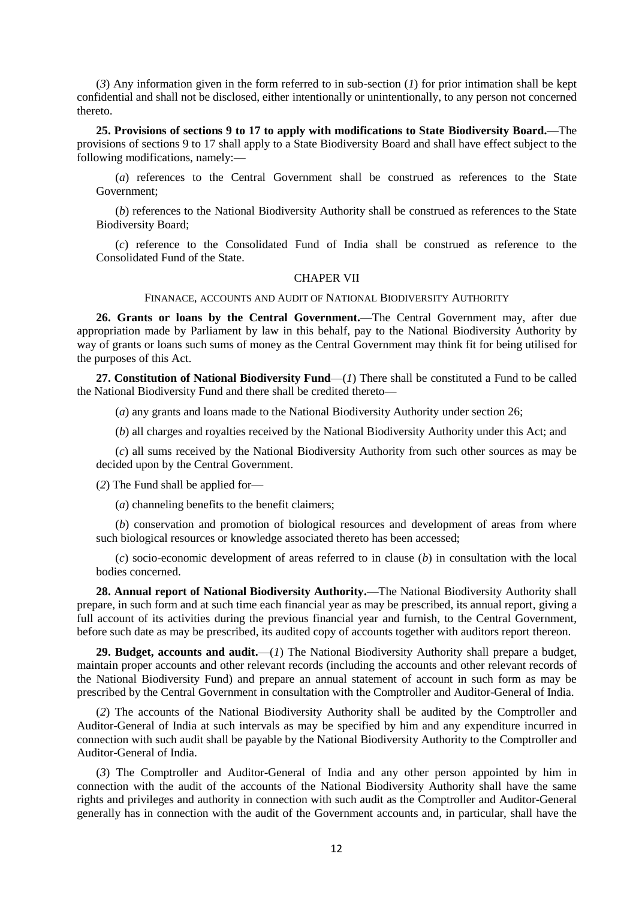(*3*) Any information given in the form referred to in sub-section (*1*) for prior intimation shall be kept confidential and shall not be disclosed, either intentionally or unintentionally, to any person not concerned thereto.

**25. Provisions of sections 9 to 17 to apply with modifications to State Biodiversity Board.**—The provisions of sections 9 to 17 shall apply to a State Biodiversity Board and shall have effect subject to the following modifications, namely:—

(*a*) references to the Central Government shall be construed as references to the State Government;

(*b*) references to the National Biodiversity Authority shall be construed as references to the State Biodiversity Board;

(*c*) reference to the Consolidated Fund of India shall be construed as reference to the Consolidated Fund of the State.

## CHAPER VII

### FINANACE, ACCOUNTS AND AUDIT OF NATIONAL BIODIVERSITY AUTHORITY

**26. Grants or loans by the Central Government.**—The Central Government may, after due appropriation made by Parliament by law in this behalf, pay to the National Biodiversity Authority by way of grants or loans such sums of money as the Central Government may think fit for being utilised for the purposes of this Act.

**27. Constitution of National Biodiversity Fund**—(*1*) There shall be constituted a Fund to be called the National Biodiversity Fund and there shall be credited thereto—

(*a*) any grants and loans made to the National Biodiversity Authority under section 26;

(*b*) all charges and royalties received by the National Biodiversity Authority under this Act; and

(*c*) all sums received by the National Biodiversity Authority from such other sources as may be decided upon by the Central Government.

(*2*) The Fund shall be applied for—

(*a*) channeling benefits to the benefit claimers;

(*b*) conservation and promotion of biological resources and development of areas from where such biological resources or knowledge associated thereto has been accessed;

(*c*) socio-economic development of areas referred to in clause (*b*) in consultation with the local bodies concerned.

**28. Annual report of National Biodiversity Authority.**—The National Biodiversity Authority shall prepare, in such form and at such time each financial year as may be prescribed, its annual report, giving a full account of its activities during the previous financial year and furnish, to the Central Government, before such date as may be prescribed, its audited copy of accounts together with auditors report thereon.

**29. Budget, accounts and audit.**—(*1*) The National Biodiversity Authority shall prepare a budget, maintain proper accounts and other relevant records (including the accounts and other relevant records of the National Biodiversity Fund) and prepare an annual statement of account in such form as may be prescribed by the Central Government in consultation with the Comptroller and Auditor-General of India.

(*2*) The accounts of the National Biodiversity Authority shall be audited by the Comptroller and Auditor-General of India at such intervals as may be specified by him and any expenditure incurred in connection with such audit shall be payable by the National Biodiversity Authority to the Comptroller and Auditor-General of India.

(*3*) The Comptroller and Auditor-General of India and any other person appointed by him in connection with the audit of the accounts of the National Biodiversity Authority shall have the same rights and privileges and authority in connection with such audit as the Comptroller and Auditor-General generally has in connection with the audit of the Government accounts and, in particular, shall have the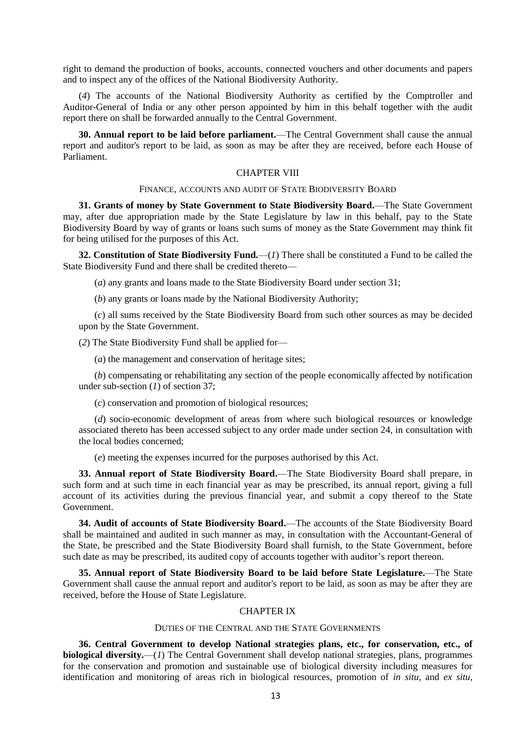right to demand the production of books, accounts, connected vouchers and other documents and papers and to inspect any of the offices of the National Biodiversity Authority.

(*4*) The accounts of the National Biodiversity Authority as certified by the Comptroller and Auditor-General of India or any other person appointed by him in this behalf together with the audit report there on shall be forwarded annually to the Central Government.

**30. Annual report to be laid before parliament.**—The Central Government shall cause the annual report and auditor's report to be laid, as soon as may be after they are received, before each House of Parliament.

## CHAPTER VIII

### FINANCE, ACCOUNTS AND AUDIT OF STATE BIODIVERSITY BOARD

**31. Grants of money by State Government to State Biodiversity Board.**—The State Government may, after due appropriation made by the State Legislature by law in this behalf, pay to the State Biodiversity Board by way of grants or loans such sums of money as the State Government may think fit for being utilised for the purposes of this Act.

**32. Constitution of State Biodiversity Fund.**—(*1*) There shall be constituted a Fund to be called the State Biodiversity Fund and there shall be credited thereto—

(*a*) any grants and loans made to the State Biodiversity Board under section 31;

(*b*) any grants or loans made by the National Biodiversity Authority;

(*c*) all sums received by the State Biodiversity Board from such other sources as may be decided upon by the State Government.

(*2*) The State Biodiversity Fund shall be applied for—

(*a*) the management and conservation of heritage sites;

(*b*) compensating or rehabilitating any section of the people economically affected by notification under sub-section (*1*) of section 37;

(*c*) conservation and promotion of biological resources;

(*d*) socio-economic development of areas from where such biological resources or knowledge associated thereto has been accessed subject to any order made under section 24, in consultation with the local bodies concerned;

(*e*) meeting the expenses incurred for the purposes authorised by this Act.

**33. Annual report of State Biodiversity Board.**—The State Biodiversity Board shall prepare, in such form and at such time in each financial year as may be prescribed, its annual report, giving a full account of its activities during the previous financial year, and submit a copy thereof to the State Government.

**34. Audit of accounts of State Biodiversity Board.**—The accounts of the State Biodiversity Board shall be maintained and audited in such manner as may, in consultation with the Accountant-General of the State, be prescribed and the State Biodiversity Board shall furnish, to the State Government, before such date as may be prescribed, its audited copy of accounts together with auditor's report thereon.

**35. Annual report of State Biodiversity Board to be laid before State Legislature.**—The State Government shall cause the annual report and auditor's report to be laid, as soon as may be after they are received, before the House of State Legislature.

## CHAPTER IX

### DUTIES OF THE CENTRAL AND THE STATE GOVERNMENTS

**36. Central Government to develop National strategies plans, etc., for conservation, etc., of biological diversity.**—(*1*) The Central Government shall develop national strategies, plans, programmes for the conservation and promotion and sustainable use of biological diversity including measures for identification and monitoring of areas rich in biological resources, promotion of *in situ*, and *ex situ*,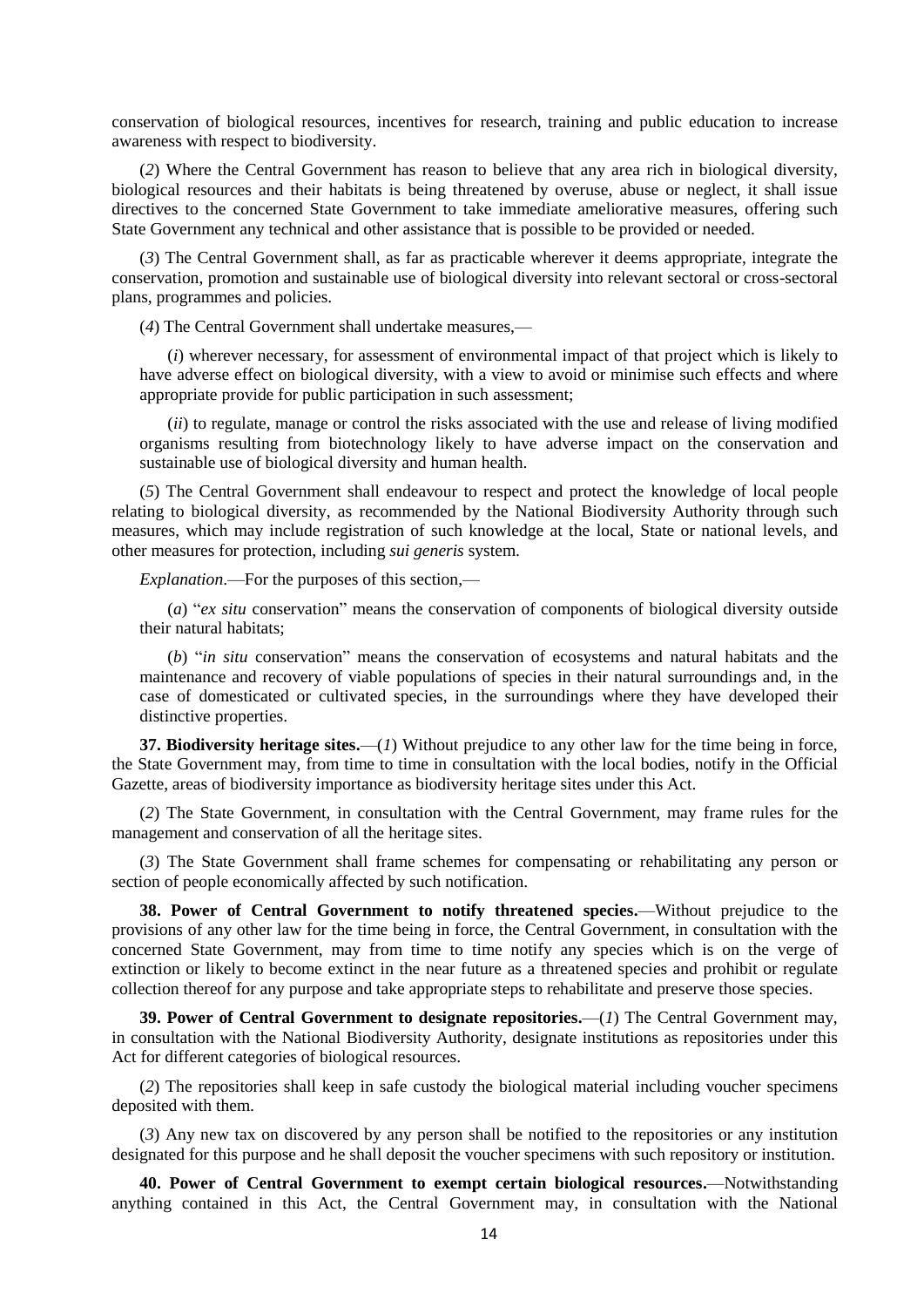conservation of biological resources, incentives for research, training and public education to increase awareness with respect to biodiversity.

(*2*) Where the Central Government has reason to believe that any area rich in biological diversity, biological resources and their habitats is being threatened by overuse, abuse or neglect, it shall issue directives to the concerned State Government to take immediate ameliorative measures, offering such State Government any technical and other assistance that is possible to be provided or needed.

(*3*) The Central Government shall, as far as practicable wherever it deems appropriate, integrate the conservation, promotion and sustainable use of biological diversity into relevant sectoral or cross-sectoral plans, programmes and policies.

(*4*) The Central Government shall undertake measures,—

(*i*) wherever necessary, for assessment of environmental impact of that project which is likely to have adverse effect on biological diversity, with a view to avoid or minimise such effects and where appropriate provide for public participation in such assessment;

(*ii*) to regulate, manage or control the risks associated with the use and release of living modified organisms resulting from biotechnology likely to have adverse impact on the conservation and sustainable use of biological diversity and human health.

(*5*) The Central Government shall endeavour to respect and protect the knowledge of local people relating to biological diversity, as recommended by the National Biodiversity Authority through such measures, which may include registration of such knowledge at the local, State or national levels, and other measures for protection, including *sui generis* system.

*Explanation*.—For the purposes of this section,—

(*a*) "*ex situ* conservation" means the conservation of components of biological diversity outside their natural habitats;

(*b*) "*in situ* conservation" means the conservation of ecosystems and natural habitats and the maintenance and recovery of viable populations of species in their natural surroundings and, in the case of domesticated or cultivated species, in the surroundings where they have developed their distinctive properties.

**37. Biodiversity heritage sites.**—(*1*) Without prejudice to any other law for the time being in force, the State Government may, from time to time in consultation with the local bodies, notify in the Official Gazette, areas of biodiversity importance as biodiversity heritage sites under this Act.

(*2*) The State Government, in consultation with the Central Government, may frame rules for the management and conservation of all the heritage sites.

(*3*) The State Government shall frame schemes for compensating or rehabilitating any person or section of people economically affected by such notification.

**38. Power of Central Government to notify threatened species.**—Without prejudice to the provisions of any other law for the time being in force, the Central Government, in consultation with the concerned State Government, may from time to time notify any species which is on the verge of extinction or likely to become extinct in the near future as a threatened species and prohibit or regulate collection thereof for any purpose and take appropriate steps to rehabilitate and preserve those species.

**39. Power of Central Government to designate repositories.**—(*1*) The Central Government may, in consultation with the National Biodiversity Authority, designate institutions as repositories under this Act for different categories of biological resources.

(*2*) The repositories shall keep in safe custody the biological material including voucher specimens deposited with them.

(*3*) Any new tax on discovered by any person shall be notified to the repositories or any institution designated for this purpose and he shall deposit the voucher specimens with such repository or institution.

**40. Power of Central Government to exempt certain biological resources.**—Notwithstanding anything contained in this Act, the Central Government may, in consultation with the National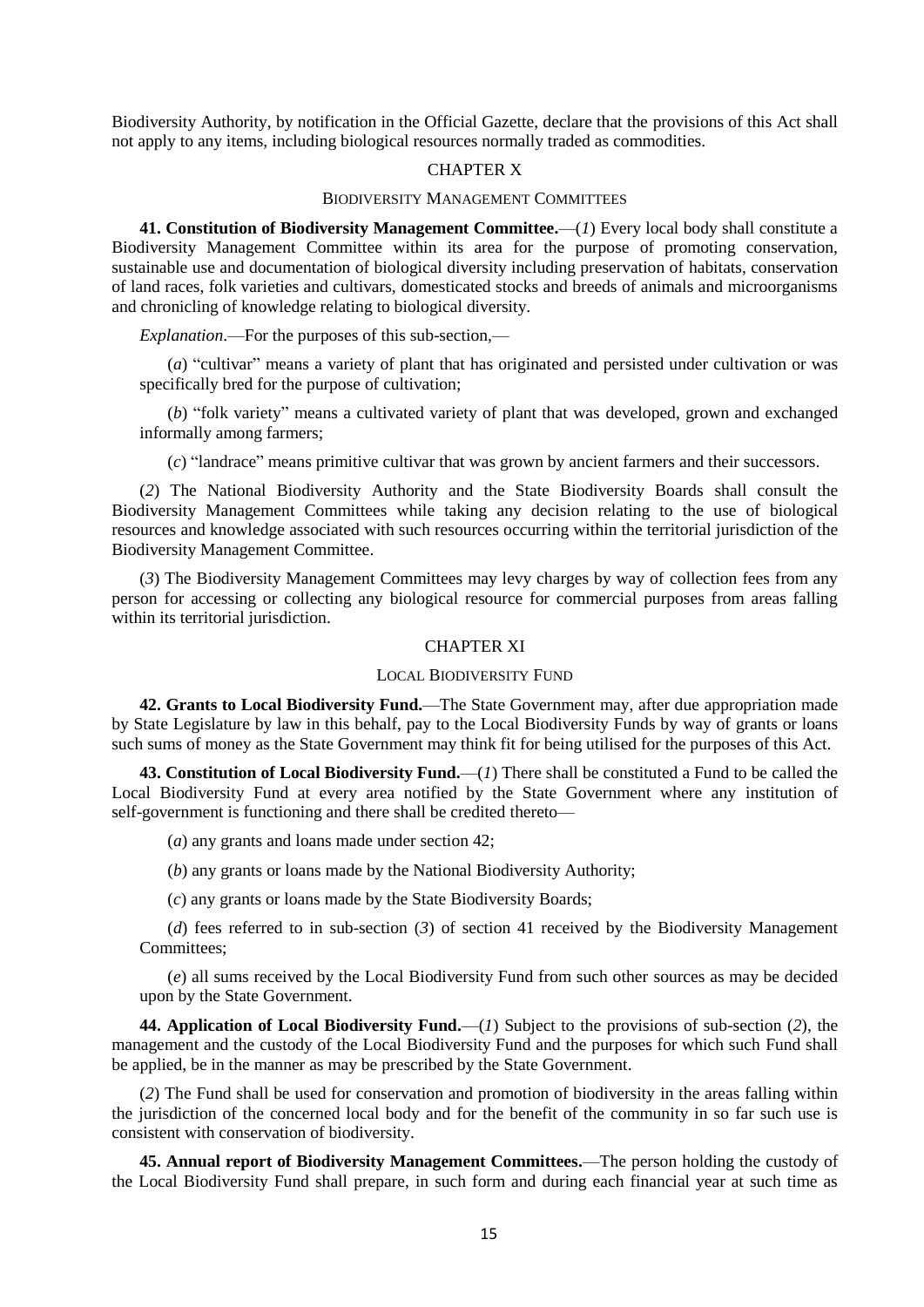Biodiversity Authority, by notification in the Official Gazette, declare that the provisions of this Act shall not apply to any items, including biological resources normally traded as commodities.

## CHAPTER X

### BIODIVERSITY MANAGEMENT COMMITTEES

**41. Constitution of Biodiversity Management Committee.**—(*1*) Every local body shall constitute a Biodiversity Management Committee within its area for the purpose of promoting conservation, sustainable use and documentation of biological diversity including preservation of habitats, conservation of land races, folk varieties and cultivars, domesticated stocks and breeds of animals and microorganisms and chronicling of knowledge relating to biological diversity.

*Explanation*.—For the purposes of this sub-section,—

(*a*) "cultivar" means a variety of plant that has originated and persisted under cultivation or was specifically bred for the purpose of cultivation;

(*b*) "folk variety" means a cultivated variety of plant that was developed, grown and exchanged informally among farmers;

(*c*) "landrace" means primitive cultivar that was grown by ancient farmers and their successors.

(*2*) The National Biodiversity Authority and the State Biodiversity Boards shall consult the Biodiversity Management Committees while taking any decision relating to the use of biological resources and knowledge associated with such resources occurring within the territorial jurisdiction of the Biodiversity Management Committee.

(*3*) The Biodiversity Management Committees may levy charges by way of collection fees from any person for accessing or collecting any biological resource for commercial purposes from areas falling within its territorial jurisdiction.

## CHAPTER XI

### LOCAL BIODIVERSITY FUND

**42. Grants to Local Biodiversity Fund.**—The State Government may, after due appropriation made by State Legislature by law in this behalf, pay to the Local Biodiversity Funds by way of grants or loans such sums of money as the State Government may think fit for being utilised for the purposes of this Act.

**43. Constitution of Local Biodiversity Fund.**—(*1*) There shall be constituted a Fund to be called the Local Biodiversity Fund at every area notified by the State Government where any institution of self-government is functioning and there shall be credited thereto—

(*a*) any grants and loans made under section 42;

(*b*) any grants or loans made by the National Biodiversity Authority;

(*c*) any grants or loans made by the State Biodiversity Boards;

(*d*) fees referred to in sub-section (*3*) of section 41 received by the Biodiversity Management Committees;

(*e*) all sums received by the Local Biodiversity Fund from such other sources as may be decided upon by the State Government.

**44. Application of Local Biodiversity Fund.**—(*1*) Subject to the provisions of sub-section (*2*), the management and the custody of the Local Biodiversity Fund and the purposes for which such Fund shall be applied, be in the manner as may be prescribed by the State Government.

(*2*) The Fund shall be used for conservation and promotion of biodiversity in the areas falling within the jurisdiction of the concerned local body and for the benefit of the community in so far such use is consistent with conservation of biodiversity.

**45. Annual report of Biodiversity Management Committees.**—The person holding the custody of the Local Biodiversity Fund shall prepare, in such form and during each financial year at such time as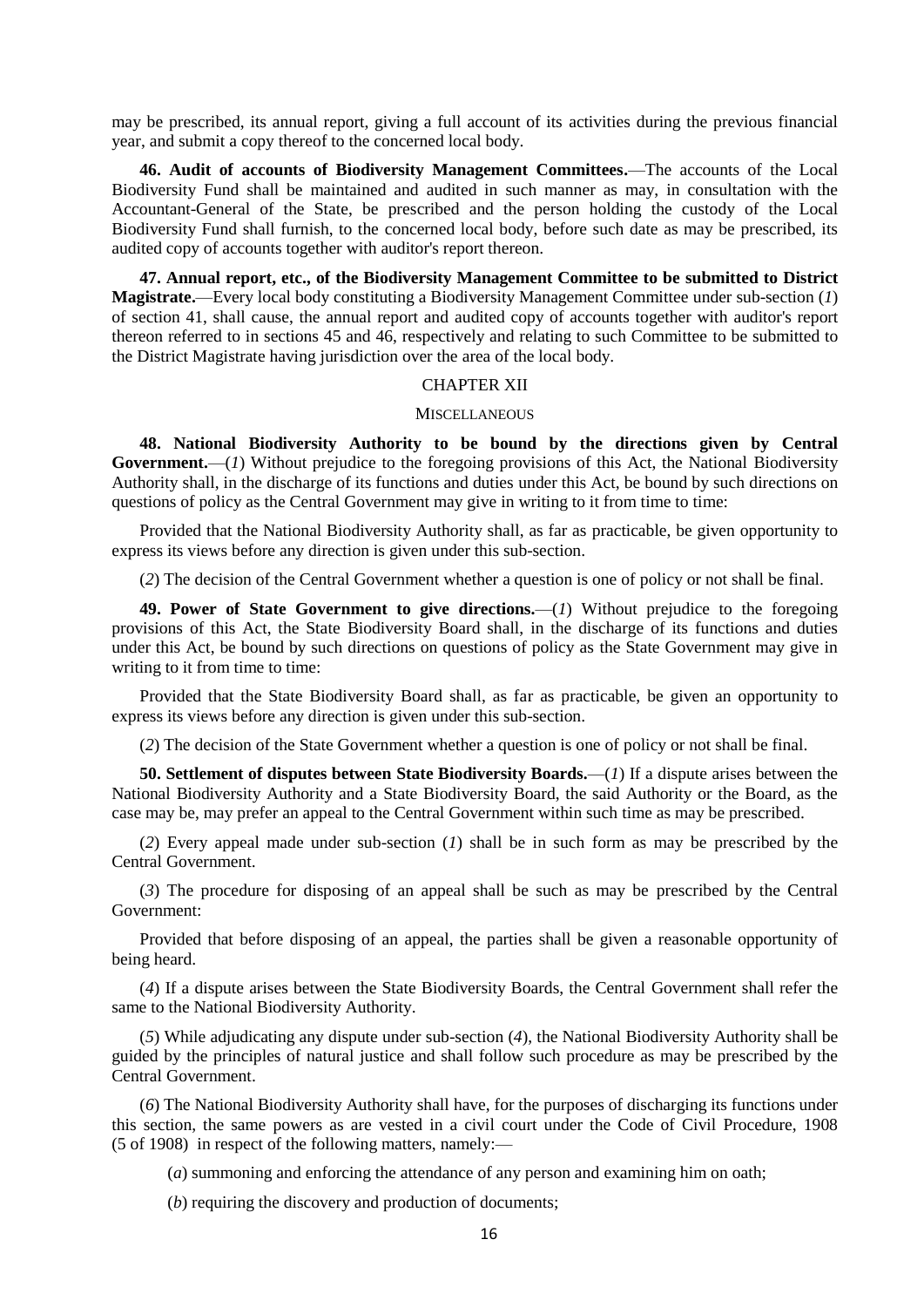may be prescribed, its annual report, giving a full account of its activities during the previous financial year, and submit a copy thereof to the concerned local body.

**46. Audit of accounts of Biodiversity Management Committees.**—The accounts of the Local Biodiversity Fund shall be maintained and audited in such manner as may, in consultation with the Accountant-General of the State, be prescribed and the person holding the custody of the Local Biodiversity Fund shall furnish, to the concerned local body, before such date as may be prescribed, its audited copy of accounts together with auditor's report thereon.

**47. Annual report, etc., of the Biodiversity Management Committee to be submitted to District Magistrate.**—Every local body constituting a Biodiversity Management Committee under sub-section (*1*) of section 41, shall cause, the annual report and audited copy of accounts together with auditor's report thereon referred to in sections 45 and 46, respectively and relating to such Committee to be submitted to the District Magistrate having jurisdiction over the area of the local body.

## CHAPTER XII

### MISCELLANEOUS

**48. National Biodiversity Authority to be bound by the directions given by Central Government.**—(*1*) Without prejudice to the foregoing provisions of this Act, the National Biodiversity Authority shall, in the discharge of its functions and duties under this Act, be bound by such directions on questions of policy as the Central Government may give in writing to it from time to time:

Provided that the National Biodiversity Authority shall, as far as practicable, be given opportunity to express its views before any direction is given under this sub-section.

(*2*) The decision of the Central Government whether a question is one of policy or not shall be final.

**49. Power of State Government to give directions.**—(*1*) Without prejudice to the foregoing provisions of this Act, the State Biodiversity Board shall, in the discharge of its functions and duties under this Act, be bound by such directions on questions of policy as the State Government may give in writing to it from time to time:

Provided that the State Biodiversity Board shall, as far as practicable, be given an opportunity to express its views before any direction is given under this sub-section.

(*2*) The decision of the State Government whether a question is one of policy or not shall be final.

**50. Settlement of disputes between State Biodiversity Boards.**—(*1*) If a dispute arises between the National Biodiversity Authority and a State Biodiversity Board, the said Authority or the Board, as the case may be, may prefer an appeal to the Central Government within such time as may be prescribed.

(*2*) Every appeal made under sub-section (*1*) shall be in such form as may be prescribed by the Central Government.

(*3*) The procedure for disposing of an appeal shall be such as may be prescribed by the Central Government:

Provided that before disposing of an appeal, the parties shall be given a reasonable opportunity of being heard.

(*4*) If a dispute arises between the State Biodiversity Boards, the Central Government shall refer the same to the National Biodiversity Authority.

(*5*) While adjudicating any dispute under sub-section (*4*), the National Biodiversity Authority shall be guided by the principles of natural justice and shall follow such procedure as may be prescribed by the Central Government.

(*6*) The National Biodiversity Authority shall have, for the purposes of discharging its functions under this section, the same powers as are vested in a civil court under the Code of Civil Procedure, 1908 (5 of 1908) in respect of the following matters, namely:—

(*a*) summoning and enforcing the attendance of any person and examining him on oath;

(*b*) requiring the discovery and production of documents;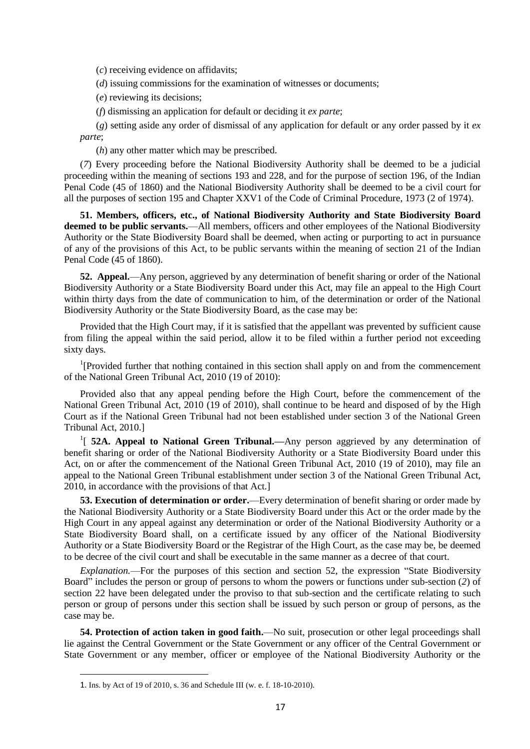(*c*) receiving evidence on affidavits;

(*d*) issuing commissions for the examination of witnesses or documents;

(*e*) reviewing its decisions;

(*f*) dismissing an application for default or deciding it *ex parte*;

(*g*) setting aside any order of dismissal of any application for default or any order passed by it *ex parte*;

(*h*) any other matter which may be prescribed.

(*7*) Every proceeding before the National Biodiversity Authority shall be deemed to be a judicial proceeding within the meaning of sections 193 and 228, and for the purpose of section 196, of the Indian Penal Code (45 of 1860) and the National Biodiversity Authority shall be deemed to be a civil court for all the purposes of section 195 and Chapter XXV1 of the Code of Criminal Procedure, 1973 (2 of 1974).

**51. Members, officers, etc., of National Biodiversity Authority and State Biodiversity Board deemed to be public servants.**—All members, officers and other employees of the National Biodiversity Authority or the State Biodiversity Board shall be deemed, when acting or purporting to act in pursuance of any of the provisions of this Act, to be public servants within the meaning of section 21 of the Indian Penal Code (45 of 1860).

**52. Appeal.**—Any person, aggrieved by any determination of benefit sharing or order of the National Biodiversity Authority or a State Biodiversity Board under this Act, may file an appeal to the High Court within thirty days from the date of communication to him, of the determination or order of the National Biodiversity Authority or the State Biodiversity Board, as the case may be:

Provided that the High Court may, if it is satisfied that the appellant was prevented by sufficient cause from filing the appeal within the said period, allow it to be filed within a further period not exceeding sixty days.

[1][Provided further that nothing contained in this section shall apply on and from the commencement of the National Green Tribunal Act, 2010 (19 of 2010):

Provided also that any appeal pending before the High Court, before the commencement of the National Green Tribunal Act, 2010 (19 of 2010), shall continue to be heard and disposed of by the High Court as if the National Green Tribunal had not been established under section 3 of the National Green Tribunal Act, 2010.]

[1][ **52A. Appeal to National Green Tribunal.—**Any person aggrieved by any determination of benefit sharing or order of the National Biodiversity Authority or a State Biodiversity Board under this Act, on or after the commencement of the National Green Tribunal Act, 2010 (19 of 2010), may file an appeal to the National Green Tribunal establishment under section 3 of the National Green Tribunal Act, 2010, in accordance with the provisions of that Act.]

**53. Execution of determination or order.**—Every determination of benefit sharing or order made by the National Biodiversity Authority or a State Biodiversity Board under this Act or the order made by the High Court in any appeal against any determination or order of the National Biodiversity Authority or a State Biodiversity Board shall, on a certificate issued by any officer of the National Biodiversity Authority or a State Biodiversity Board or the Registrar of the High Court, as the case may be, be deemed to be decree of the civil court and shall be executable in the same manner as a decree of that court.

*Explanation.*—For the purposes of this section and section 52, the expression "State Biodiversity Board" includes the person or group of persons to whom the powers or functions under sub-section (*2*) of section 22 have been delegated under the proviso to that sub-section and the certificate relating to such person or group of persons under this section shall be issued by such person or group of persons, as the case may be.

**54. Protection of action taken in good faith.**—No suit, prosecution or other legal proceedings shall lie against the Central Government or the State Government or any officer of the Central Government or State Government or any member, officer or employee of the National Biodiversity Authority or the

1. Ins. by Act of 19 of 2010, s. 36 and Schedule III (w. e. f. 18-10-2010).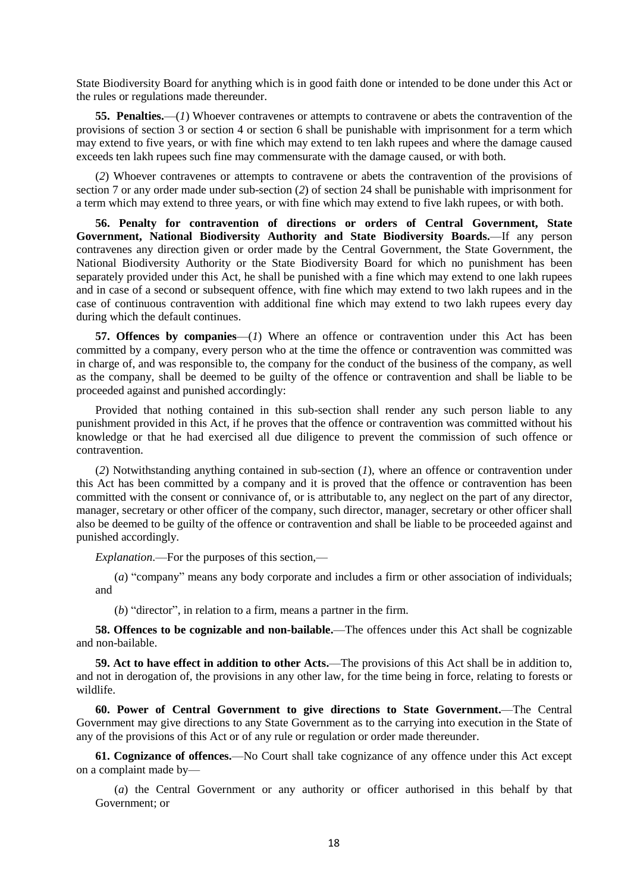State Biodiversity Board for anything which is in good faith done or intended to be done under this Act or the rules or regulations made thereunder.

**55. Penalties.**—(*1*) Whoever contravenes or attempts to contravene or abets the contravention of the provisions of section 3 or section 4 or section 6 shall be punishable with imprisonment for a term which may extend to five years, or with fine which may extend to ten lakh rupees and where the damage caused exceeds ten lakh rupees such fine may commensurate with the damage caused, or with both.

(*2*) Whoever contravenes or attempts to contravene or abets the contravention of the provisions of section 7 or any order made under sub-section (*2*) of section 24 shall be punishable with imprisonment for a term which may extend to three years, or with fine which may extend to five lakh rupees, or with both.

**56. Penalty for contravention of directions or orders of Central Government, State Government, National Biodiversity Authority and State Biodiversity Boards.**—If any person contravenes any direction given or order made by the Central Government, the State Government, the National Biodiversity Authority or the State Biodiversity Board for which no punishment has been separately provided under this Act, he shall be punished with a fine which may extend to one lakh rupees and in case of a second or subsequent offence, with fine which may extend to two lakh rupees and in the case of continuous contravention with additional fine which may extend to two lakh rupees every day during which the default continues.

**57. Offences by companies**—(*1*) Where an offence or contravention under this Act has been committed by a company, every person who at the time the offence or contravention was committed was in charge of, and was responsible to, the company for the conduct of the business of the company, as well as the company, shall be deemed to be guilty of the offence or contravention and shall be liable to be proceeded against and punished accordingly:

Provided that nothing contained in this sub-section shall render any such person liable to any punishment provided in this Act, if he proves that the offence or contravention was committed without his knowledge or that he had exercised all due diligence to prevent the commission of such offence or contravention.

(*2*) Notwithstanding anything contained in sub-section (*1*), where an offence or contravention under this Act has been committed by a company and it is proved that the offence or contravention has been committed with the consent or connivance of, or is attributable to, any neglect on the part of any director, manager, secretary or other officer of the company, such director, manager, secretary or other officer shall also be deemed to be guilty of the offence or contravention and shall be liable to be proceeded against and punished accordingly.

*Explanation*.—For the purposes of this section,—

(*a*) "company" means any body corporate and includes a firm or other association of individuals; and

(*b*) "director", in relation to a firm, means a partner in the firm.

**58. Offences to be cognizable and non-bailable.**—The offences under this Act shall be cognizable and non-bailable.

**59. Act to have effect in addition to other Acts.**—The provisions of this Act shall be in addition to, and not in derogation of, the provisions in any other law, for the time being in force, relating to forests or wildlife.

**60. Power of Central Government to give directions to State Government.**—The Central Government may give directions to any State Government as to the carrying into execution in the State of any of the provisions of this Act or of any rule or regulation or order made thereunder.

**61. Cognizance of offences.**—No Court shall take cognizance of any offence under this Act except on a complaint made by—

(*a*) the Central Government or any authority or officer authorised in this behalf by that Government; or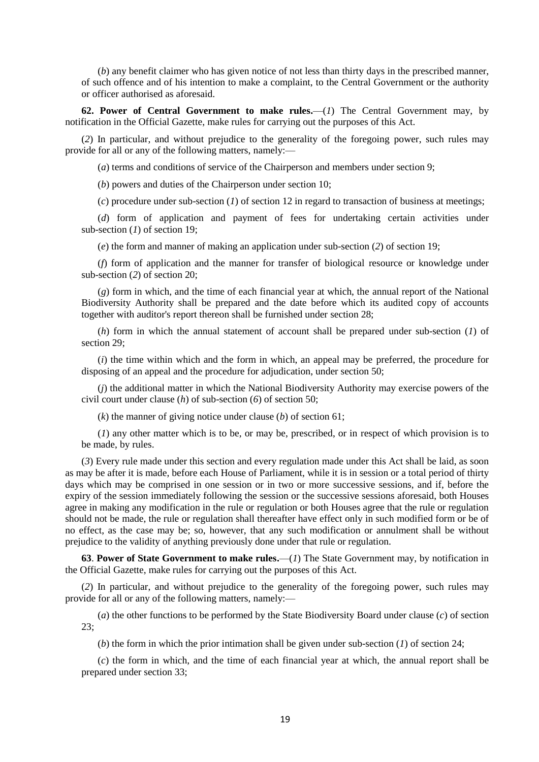(*b*) any benefit claimer who has given notice of not less than thirty days in the prescribed manner, of such offence and of his intention to make a complaint, to the Central Government or the authority or officer authorised as aforesaid.

**62. Power of Central Government to make rules.**—(*1*) The Central Government may, by notification in the Official Gazette, make rules for carrying out the purposes of this Act.

(*2*) In particular, and without prejudice to the generality of the foregoing power, such rules may provide for all or any of the following matters, namely:—

(*a*) terms and conditions of service of the Chairperson and members under section 9;

(*b*) powers and duties of the Chairperson under section 10;

(*c*) procedure under sub-section (*1*) of section 12 in regard to transaction of business at meetings;

(*d*) form of application and payment of fees for undertaking certain activities under sub-section (*1*) of section 19;

(*e*) the form and manner of making an application under sub-section (*2*) of section 19;

(*f*) form of application and the manner for transfer of biological resource or knowledge under sub-section (*2*) of section 20;

(*g*) form in which, and the time of each financial year at which, the annual report of the National Biodiversity Authority shall be prepared and the date before which its audited copy of accounts together with auditor's report thereon shall be furnished under section 28;

(*h*) form in which the annual statement of account shall be prepared under sub-section (*1*) of section 29;

(*i*) the time within which and the form in which, an appeal may be preferred, the procedure for disposing of an appeal and the procedure for adjudication, under section 50;

(*j*) the additional matter in which the National Biodiversity Authority may exercise powers of the civil court under clause (*h*) of sub-section (*6*) of section 50;

(*k*) the manner of giving notice under clause (*b*) of section 61;

(*l*) any other matter which is to be, or may be, prescribed, or in respect of which provision is to be made, by rules.

(*3*) Every rule made under this section and every regulation made under this Act shall be laid, as soon as may be after it is made, before each House of Parliament, while it is in session or a total period of thirty days which may be comprised in one session or in two or more successive sessions, and if, before the expiry of the session immediately following the session or the successive sessions aforesaid, both Houses agree in making any modification in the rule or regulation or both Houses agree that the rule or regulation should not be made, the rule or regulation shall thereafter have effect only in such modified form or be of no effect, as the case may be; so, however, that any such modification or annulment shall be without prejudice to the validity of anything previously done under that rule or regulation.

**63**. **Power of State Government to make rules.**—(*1*) The State Government may, by notification in the Official Gazette, make rules for carrying out the purposes of this Act.

(*2*) In particular, and without prejudice to the generality of the foregoing power, such rules may provide for all or any of the following matters, namely:—

(*a*) the other functions to be performed by the State Biodiversity Board under clause (*c*) of section 23;

(*b*) the form in which the prior intimation shall be given under sub-section (*1*) of section 24;

(*c*) the form in which, and the time of each financial year at which, the annual report shall be prepared under section 33;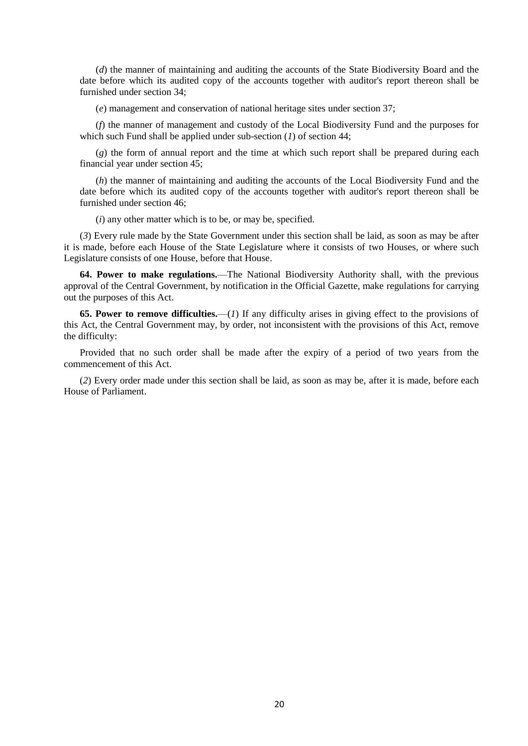(*d*) the manner of maintaining and auditing the accounts of the State Biodiversity Board and the date before which its audited copy of the accounts together with auditor's report thereon shall be furnished under section 34;

(*e*) management and conservation of national heritage sites under section 37;

(*f*) the manner of management and custody of the Local Biodiversity Fund and the purposes for which such Fund shall be applied under sub-section (*1*) of section 44;

(*g*) the form of annual report and the time at which such report shall be prepared during each financial year under section 45;

(*h*) the manner of maintaining and auditing the accounts of the Local Biodiversity Fund and the date before which its audited copy of the accounts together with auditor's report thereon shall be furnished under section 46;

(*i*) any other matter which is to be, or may be, specified.

(*3*) Every rule made by the State Government under this section shall be laid, as soon as may be after it is made, before each House of the State Legislature where it consists of two Houses, or where such Legislature consists of one House, before that House.

**64. Power to make regulations.**—The National Biodiversity Authority shall, with the previous approval of the Central Government, by notification in the Official Gazette, make regulations for carrying out the purposes of this Act.

**65. Power to remove difficulties.**—(*1*) If any difficulty arises in giving effect to the provisions of this Act, the Central Government may, by order, not inconsistent with the provisions of this Act, remove the difficulty:

Provided that no such order shall be made after the expiry of a period of two years from the commencement of this Act.

(*2*) Every order made under this section shall be laid, as soon as may be, after it is made, before each House of Parliament.